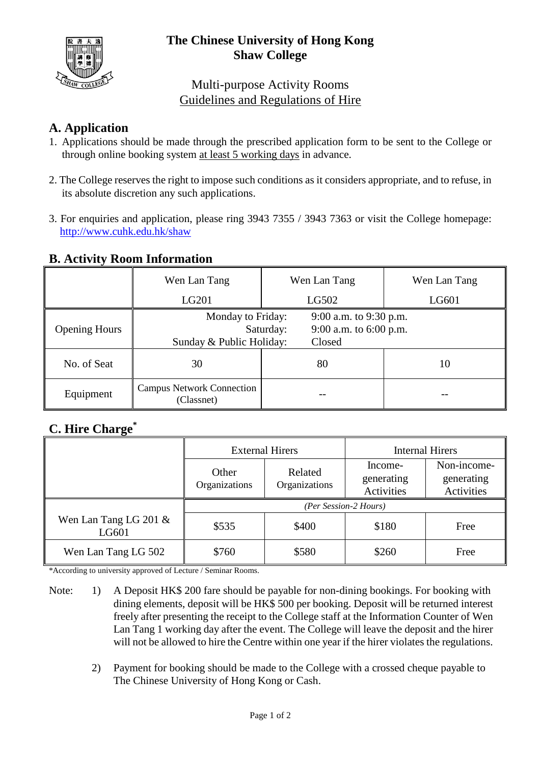# The Chinese University of Hong Kong
# Shaw College

## Multi-purpose Activity Rooms
## Guidelines and Regulations of Hire

## A. Application

1. Applications should be made through the prescribed application form to be sent to the College or through online booking system at least 5 working days in advance.

2. The College reserves the right to impose such conditions as it considers appropriate, and to refuse, in its absolute discretion any such applications.

3. For enquiries and application, please ring 3943 7355 / 3943 7363 or visit the College homepage: http://www.cuhk.edu.hk/shaw

## B. Activity Room Information

| | Wen Lan Tang LG201 | Wen Lan Tang LG502 | Wen Lan Tang LG601 |
|---|---|---|---|
| Opening Hours | Monday to Friday: 9:00 a.m. to 9:30 p.m.<br>Saturday: 9:00 a.m. to 6:00 p.m.<br>Sunday & Public Holiday: Closed | | |
| No. of Seat | 30 | 80 | 10 |
| Equipment | Campus Network Connection (Classnet) | -- | -- |

## C. Hire Charge*

| | External Hirers | | Internal Hirers | |
|---|---|---|---|---|
| | Other Organizations | Related Organizations | Income-generating Activities | Non-income-generating Activities |
| | *(Per Session-2 Hours)* | | | |
| Wen Lan Tang LG 201 & LG601 | $535 | $400 | $180 | Free |
| Wen Lan Tang LG 502 | $760 | $580 | $260 | Free |

*According to university approved of Lecture / Seminar Rooms.

Note:

1) A Deposit HK$ 200 fare should be payable for non-dining bookings. For booking with dining elements, deposit will be HK$ 500 per booking. Deposit will be returned interest freely after presenting the receipt to the College staff at the Information Counter of Wen Lan Tang 1 working day after the event. The College will leave the deposit and the hirer will not be allowed to hire the Centre within one year if the hirer violates the regulations.

2) Payment for booking should be made to the College with a crossed cheque payable to The Chinese University of Hong Kong or Cash.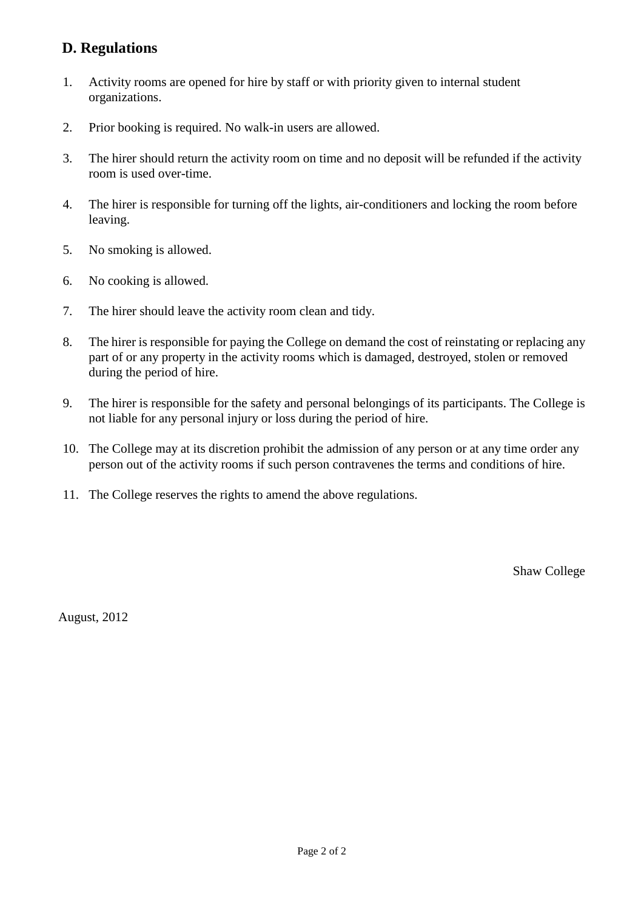## D. Regulations

1. Activity rooms are opened for hire by staff or with priority given to internal student organizations.

2. Prior booking is required. No walk-in users are allowed.

3. The hirer should return the activity room on time and no deposit will be refunded if the activity room is used over-time.

4. The hirer is responsible for turning off the lights, air-conditioners and locking the room before leaving.

5. No smoking is allowed.

6. No cooking is allowed.

7. The hirer should leave the activity room clean and tidy.

8. The hirer is responsible for paying the College on demand the cost of reinstating or replacing any part of or any property in the activity rooms which is damaged, destroyed, stolen or removed during the period of hire.

9. The hirer is responsible for the safety and personal belongings of its participants. The College is not liable for any personal injury or loss during the period of hire.

10. The College may at its discretion prohibit the admission of any person or at any time order any person out of the activity rooms if such person contravenes the terms and conditions of hire.

11. The College reserves the rights to amend the above regulations.

Shaw College

August, 2012